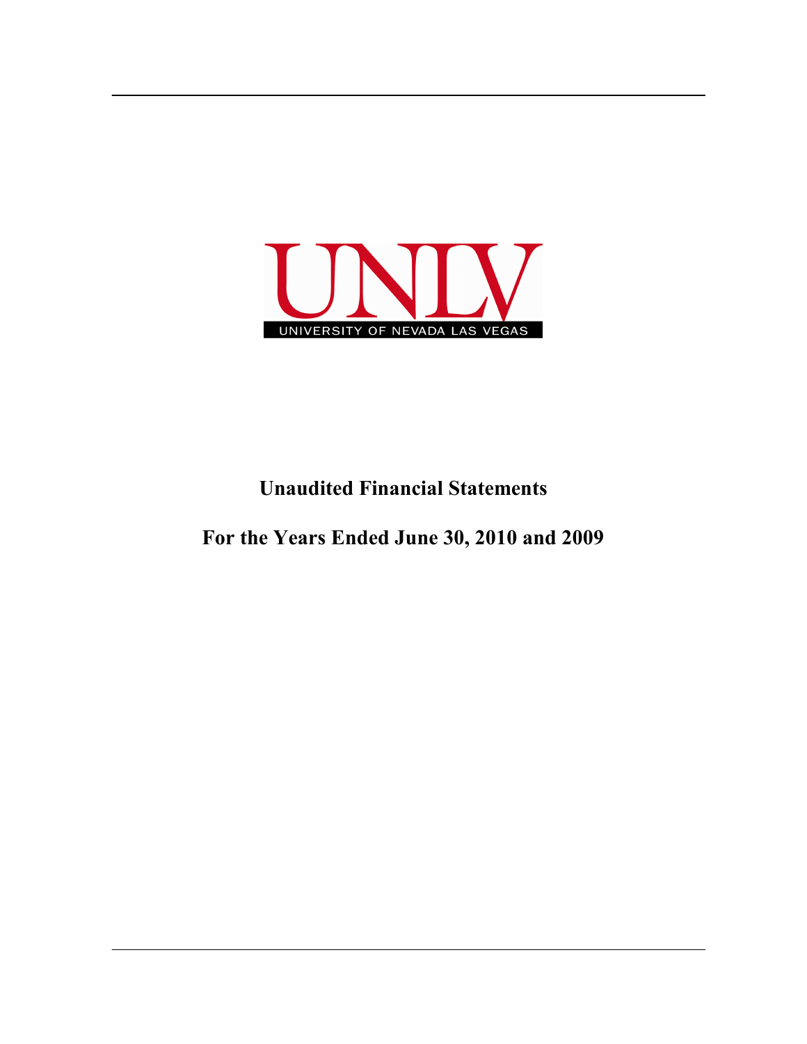UNLV

UNIVERSITY OF NEVADA LAS VEGAS

# Unaudited Financial Statements

# For the Years Ended June 30, 2010 and 2009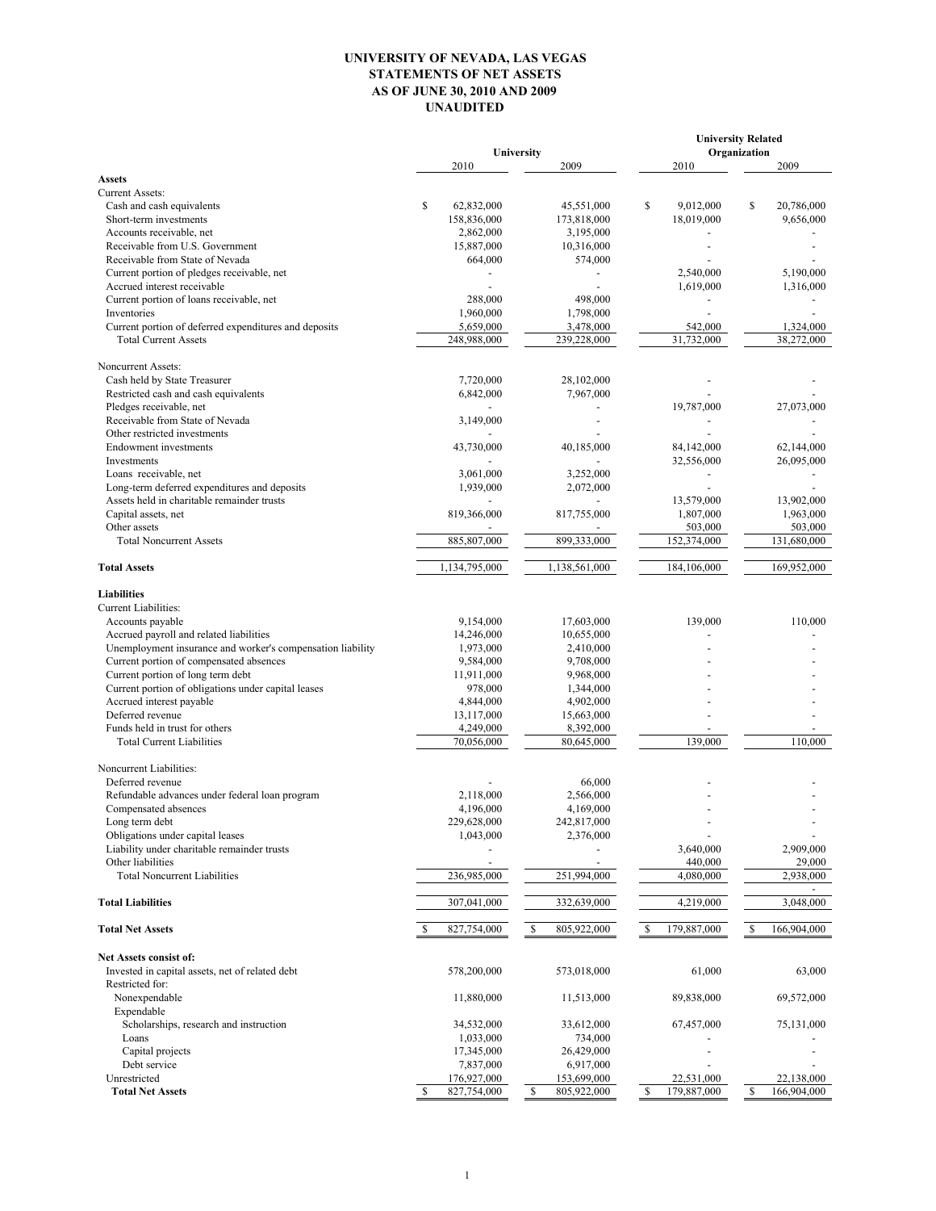# UNIVERSITY OF NEVADA, LAS VEGAS
## STATEMENTS OF NET ASSETS
## AS OF JUNE 30, 2010 AND 2009
## UNAUDITED

| | University | | University Related Organization | |
|---|---|---|---|---|
| | 2010 | 2009 | 2010 | 2009 |
| **Assets** | | | | |
| Current Assets: | | | | |
| Cash and cash equivalents | $ 62,832,000 | 45,551,000 | $ 9,012,000 | $ 20,786,000 |
| Short-term investments | 158,836,000 | 173,818,000 | 18,019,000 | 9,656,000 |
| Accounts receivable, net | 2,862,000 | 3,195,000 | - | - |
| Receivable from U.S. Government | 15,887,000 | 10,316,000 | - | - |
| Receivable from State of Nevada | 664,000 | 574,000 | - | - |
| Current portion of pledges receivable, net | - | - | 2,540,000 | 5,190,000 |
| Accrued interest receivable | - | - | 1,619,000 | 1,316,000 |
| Current portion of loans receivable, net | 288,000 | 498,000 | - | - |
| Inventories | 1,960,000 | 1,798,000 | - | - |
| Current portion of deferred expenditures and deposits | 5,659,000 | 3,478,000 | 542,000 | 1,324,000 |
| Total Current Assets | 248,988,000 | 239,228,000 | 31,732,000 | 38,272,000 |
| Noncurrent Assets: | | | | |
| Cash held by State Treasurer | 7,720,000 | 28,102,000 | - | - |
| Restricted cash and cash equivalents | 6,842,000 | 7,967,000 | - | - |
| Pledges receivable, net | - | - | 19,787,000 | 27,073,000 |
| Receivable from State of Nevada | 3,149,000 | - | - | - |
| Other restricted investments | - | - | - | - |
| Endowment investments | 43,730,000 | 40,185,000 | 84,142,000 | 62,144,000 |
| Investments | - | - | 32,556,000 | 26,095,000 |
| Loans receivable, net | 3,061,000 | 3,252,000 | - | - |
| Long-term deferred expenditures and deposits | 1,939,000 | 2,072,000 | - | - |
| Assets held in charitable remainder trusts | - | - | 13,579,000 | 13,902,000 |
| Capital assets, net | 819,366,000 | 817,755,000 | 1,807,000 | 1,963,000 |
| Other assets | - | - | 503,000 | 503,000 |
| Total Noncurrent Assets | 885,807,000 | 899,333,000 | 152,374,000 | 131,680,000 |
| **Total Assets** | 1,134,795,000 | 1,138,561,000 | 184,106,000 | 169,952,000 |
| **Liabilities** | | | | |
| Current Liabilities: | | | | |
| Accounts payable | 9,154,000 | 17,603,000 | 139,000 | 110,000 |
| Accrued payroll and related liabilities | 14,246,000 | 10,655,000 | - | - |
| Unemployment insurance and worker's compensation liability | 1,973,000 | 2,410,000 | - | - |
| Current portion of compensated absences | 9,584,000 | 9,708,000 | - | - |
| Current portion of long term debt | 11,911,000 | 9,968,000 | - | - |
| Current portion of obligations under capital leases | 978,000 | 1,344,000 | - | - |
| Accrued interest payable | 4,844,000 | 4,902,000 | - | - |
| Deferred revenue | 13,117,000 | 15,663,000 | - | - |
| Funds held in trust for others | 4,249,000 | 8,392,000 | - | - |
| Total Current Liabilities | 70,056,000 | 80,645,000 | 139,000 | 110,000 |
| Noncurrent Liabilities: | | | | |
| Deferred revenue | - | 66,000 | - | - |
| Refundable advances under federal loan program | 2,118,000 | 2,566,000 | - | - |
| Compensated absences | 4,196,000 | 4,169,000 | - | - |
| Long term debt | 229,628,000 | 242,817,000 | - | - |
| Obligations under capital leases | 1,043,000 | 2,376,000 | - | - |
| Liability under charitable remainder trusts | - | - | 3,640,000 | 2,909,000 |
| Other liabilities | - | - | 440,000 | 29,000 |
| Total Noncurrent Liabilities | 236,985,000 | 251,994,000 | 4,080,000 | 2,938,000 |
| **Total Liabilities** | 307,041,000 | 332,639,000 | 4,219,000 | 3,048,000 |
| **Total Net Assets** | $ 827,754,000 | $ 805,922,000 | $ 179,887,000 | $ 166,904,000 |
| **Net Assets consist of:** | | | | |
| Invested in capital assets, net of related debt | 578,200,000 | 573,018,000 | 61,000 | 63,000 |
| Restricted for: | | | | |
| Nonexpendable | 11,880,000 | 11,513,000 | 89,838,000 | 69,572,000 |
| Expendable | | | | |
| Scholarships, research and instruction | 34,532,000 | 33,612,000 | 67,457,000 | 75,131,000 |
| Loans | 1,033,000 | 734,000 | - | - |
| Capital projects | 17,345,000 | 26,429,000 | - | - |
| Debt service | 7,837,000 | 6,917,000 | - | - |
| Unrestricted | 176,927,000 | 153,699,000 | 22,531,000 | 22,138,000 |
| **Total Net Assets** | $ 827,754,000 | $ 805,922,000 | $ 179,887,000 | $ 166,904,000 |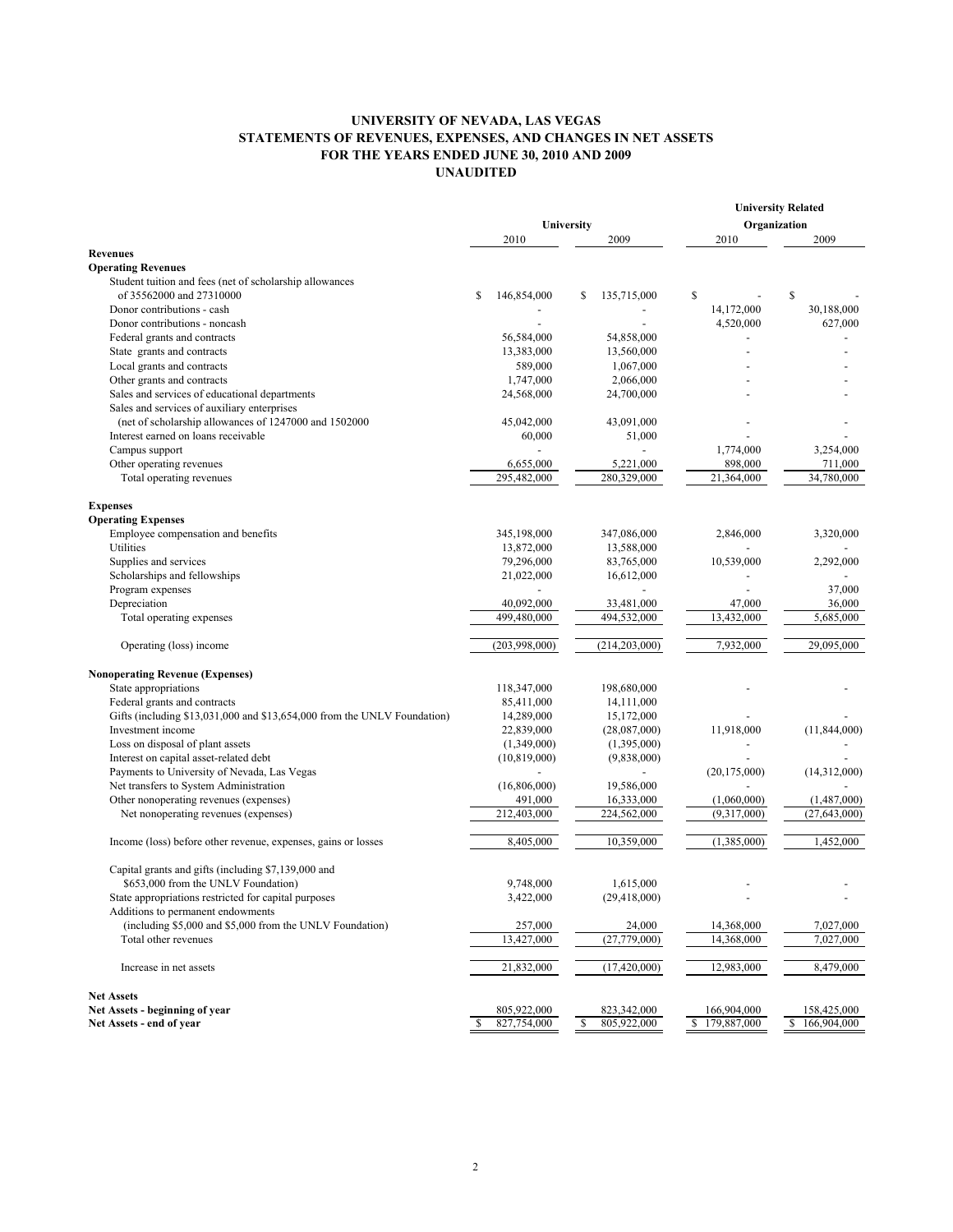# UNIVERSITY OF NEVADA, LAS VEGAS
## STATEMENTS OF REVENUES, EXPENSES, AND CHANGES IN NET ASSETS
## FOR THE YEARS ENDED JUNE 30, 2010 AND 2009
## UNAUDITED

| | University | | University Related Organization | |
|---|---|---|---|---|
| | 2010 | 2009 | 2010 | 2009 |
| **Revenues** | | | | |
| **Operating Revenues** | | | | |
| Student tuition and fees (net of scholarship allowances of 35562000 and 27310000 | $ 146,854,000 | $ 135,715,000 | $ - | $ - |
| Donor contributions - cash | - | - | 14,172,000 | 30,188,000 |
| Donor contributions - noncash | - | - | 4,520,000 | 627,000 |
| Federal grants and contracts | 56,584,000 | 54,858,000 | - | - |
| State grants and contracts | 13,383,000 | 13,560,000 | - | - |
| Local grants and contracts | 589,000 | 1,067,000 | - | - |
| Other grants and contracts | 1,747,000 | 2,066,000 | - | - |
| Sales and services of educational departments | 24,568,000 | 24,700,000 | - | - |
| Sales and services of auxiliary enterprises (net of scholarship allowances of 1247000 and 1502000 | 45,042,000 | 43,091,000 | - | - |
| Interest earned on loans receivable | 60,000 | 51,000 | - | - |
| Campus support | - | - | 1,774,000 | 3,254,000 |
| Other operating revenues | 6,655,000 | 5,221,000 | 898,000 | 711,000 |
| Total operating revenues | 295,482,000 | 280,329,000 | 21,364,000 | 34,780,000 |
| **Expenses** | | | | |
| **Operating Expenses** | | | | |
| Employee compensation and benefits | 345,198,000 | 347,086,000 | 2,846,000 | 3,320,000 |
| Utilities | 13,872,000 | 13,588,000 | - | - |
| Supplies and services | 79,296,000 | 83,765,000 | 10,539,000 | 2,292,000 |
| Scholarships and fellowships | 21,022,000 | 16,612,000 | - | - |
| Program expenses | - | - | - | 37,000 |
| Depreciation | 40,092,000 | 33,481,000 | 47,000 | 36,000 |
| Total operating expenses | 499,480,000 | 494,532,000 | 13,432,000 | 5,685,000 |
| Operating (loss) income | (203,998,000) | (214,203,000) | 7,932,000 | 29,095,000 |
| **Nonoperating Revenue (Expenses)** | | | | |
| State appropriations | 118,347,000 | 198,680,000 | - | - |
| Federal grants and contracts | 85,411,000 | 14,111,000 | | |
| Gifts (including $13,031,000 and $13,654,000 from the UNLV Foundation) | 14,289,000 | 15,172,000 | - | - |
| Investment income | 22,839,000 | (28,087,000) | 11,918,000 | (11,844,000) |
| Loss on disposal of plant assets | (1,349,000) | (1,395,000) | - | - |
| Interest on capital asset-related debt | (10,819,000) | (9,838,000) | - | - |
| Payments to University of Nevada, Las Vegas | - | - | (20,175,000) | (14,312,000) |
| Net transfers to System Administration | (16,806,000) | 19,586,000 | - | - |
| Other nonoperating revenues (expenses) | 491,000 | 16,333,000 | (1,060,000) | (1,487,000) |
| Net nonoperating revenues (expenses) | 212,403,000 | 224,562,000 | (9,317,000) | (27,643,000) |
| Income (loss) before other revenue, expenses, gains or losses | 8,405,000 | 10,359,000 | (1,385,000) | 1,452,000 |
| Capital grants and gifts (including $7,139,000 and $653,000 from the UNLV Foundation) | 9,748,000 | 1,615,000 | - | - |
| State appropriations restricted for capital purposes | 3,422,000 | (29,418,000) | - | - |
| Additions to permanent endowments (including $5,000 and $5,000 from the UNLV Foundation) | 257,000 | 24,000 | 14,368,000 | 7,027,000 |
| Total other revenues | 13,427,000 | (27,779,000) | 14,368,000 | 7,027,000 |
| Increase in net assets | 21,832,000 | (17,420,000) | 12,983,000 | 8,479,000 |
| **Net Assets** | | | | |
| **Net Assets - beginning of year** | 805,922,000 | 823,342,000 | 166,904,000 | 158,425,000 |
| **Net Assets - end of year** | $ 827,754,000 | $ 805,922,000 | $ 179,887,000 | $ 166,904,000 |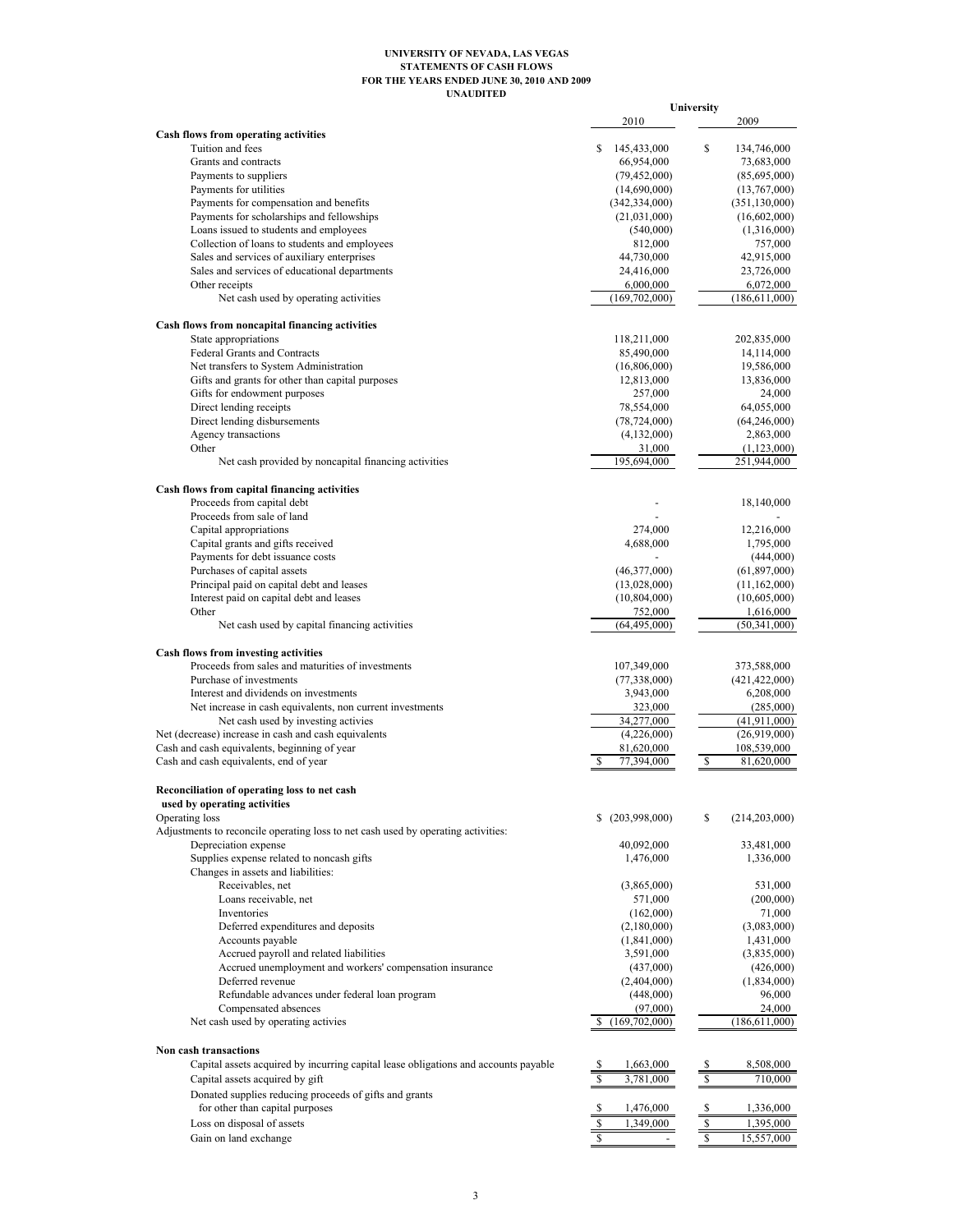**UNIVERSITY OF NEVADA, LAS VEGAS**
**STATEMENTS OF CASH FLOWS**
**FOR THE YEARS ENDED JUNE 30, 2010 AND 2009**
**UNAUDITED**

| | University | |
|---|---|---|
| | 2010 | 2009 |
| **Cash flows from operating activities** | | |
| Tuition and fees | $ 145,433,000 | $ 134,746,000 |
| Grants and contracts | 66,954,000 | 73,683,000 |
| Payments to suppliers | (79,452,000) | (85,695,000) |
| Payments for utilities | (14,690,000) | (13,767,000) |
| Payments for compensation and benefits | (342,334,000) | (351,130,000) |
| Payments for scholarships and fellowships | (21,031,000) | (16,602,000) |
| Loans issued to students and employees | (540,000) | (1,316,000) |
| Collection of loans to students and employees | 812,000 | 757,000 |
| Sales and services of auxiliary enterprises | 44,730,000 | 42,915,000 |
| Sales and services of educational departments | 24,416,000 | 23,726,000 |
| Other receipts | 6,000,000 | 6,072,000 |
| Net cash used by operating activities | (169,702,000) | (186,611,000) |
| **Cash flows from noncapital financing activities** | | |
| State appropriations | 118,211,000 | 202,835,000 |
| Federal Grants and Contracts | 85,490,000 | 14,114,000 |
| Net transfers to System Administration | (16,806,000) | 19,586,000 |
| Gifts and grants for other than capital purposes | 12,813,000 | 13,836,000 |
| Gifts for endowment purposes | 257,000 | 24,000 |
| Direct lending receipts | 78,554,000 | 64,055,000 |
| Direct lending disbursements | (78,724,000) | (64,246,000) |
| Agency transactions | (4,132,000) | 2,863,000 |
| Other | 31,000 | (1,123,000) |
| Net cash provided by noncapital financing activities | 195,694,000 | 251,944,000 |
| **Cash flows from capital financing activities** | | |
| Proceeds from capital debt | - | 18,140,000 |
| Proceeds from sale of land | - | - |
| Capital appropriations | 274,000 | 12,216,000 |
| Capital grants and gifts received | 4,688,000 | 1,795,000 |
| Payments for debt issuance costs | - | (444,000) |
| Purchases of capital assets | (46,377,000) | (61,897,000) |
| Principal paid on capital debt and leases | (13,028,000) | (11,162,000) |
| Interest paid on capital debt and leases | (10,804,000) | (10,605,000) |
| Other | 752,000 | 1,616,000 |
| Net cash used by capital financing activities | (64,495,000) | (50,341,000) |
| **Cash flows from investing activities** | | |
| Proceeds from sales and maturities of investments | 107,349,000 | 373,588,000 |
| Purchase of investments | (77,338,000) | (421,422,000) |
| Interest and dividends on investments | 3,943,000 | 6,208,000 |
| Net increase in cash equivalents, non current investments | 323,000 | (285,000) |
| Net cash used by investing activies | 34,277,000 | (41,911,000) |
| Net (decrease) increase in cash and cash equivalents | (4,226,000) | (26,919,000) |
| Cash and cash equivalents, beginning of year | 81,620,000 | 108,539,000 |
| Cash and cash equivalents, end of year | $ 77,394,000 | $ 81,620,000 |
| **Reconciliation of operating loss to net cash used by operating activities** | | |
| Operating loss | $ (203,998,000) | $ (214,203,000) |
| Adjustments to reconcile operating loss to net cash used by operating activities: | | |
| Depreciation expense | 40,092,000 | 33,481,000 |
| Supplies expense related to noncash gifts | 1,476,000 | 1,336,000 |
| Changes in assets and liabilities: | | |
| Receivables, net | (3,865,000) | 531,000 |
| Loans receivable, net | 571,000 | (200,000) |
| Inventories | (162,000) | 71,000 |
| Deferred expenditures and deposits | (2,180,000) | (3,083,000) |
| Accounts payable | (1,841,000) | 1,431,000 |
| Accrued payroll and related liabilities | 3,591,000 | (3,835,000) |
| Accrued unemployment and workers' compensation insurance | (437,000) | (426,000) |
| Deferred revenue | (2,404,000) | (1,834,000) |
| Refundable advances under federal loan program | (448,000) | 96,000 |
| Compensated absences | (97,000) | 24,000 |
| Net cash used by operating activies | $ (169,702,000) | (186,611,000) |
| **Non cash transactions** | | |
| Capital assets acquired by incurring capital lease obligations and accounts payable | $ 1,663,000 | $ 8,508,000 |
| Capital assets acquired by gift | $ 3,781,000 | $ 710,000 |
| Donated supplies reducing proceeds of gifts and grants for other than capital purposes | $ 1,476,000 | $ 1,336,000 |
| Loss on disposal of assets | $ 1,349,000 | $ 1,395,000 |
| Gain on land exchange | $ - | $ 15,557,000 |